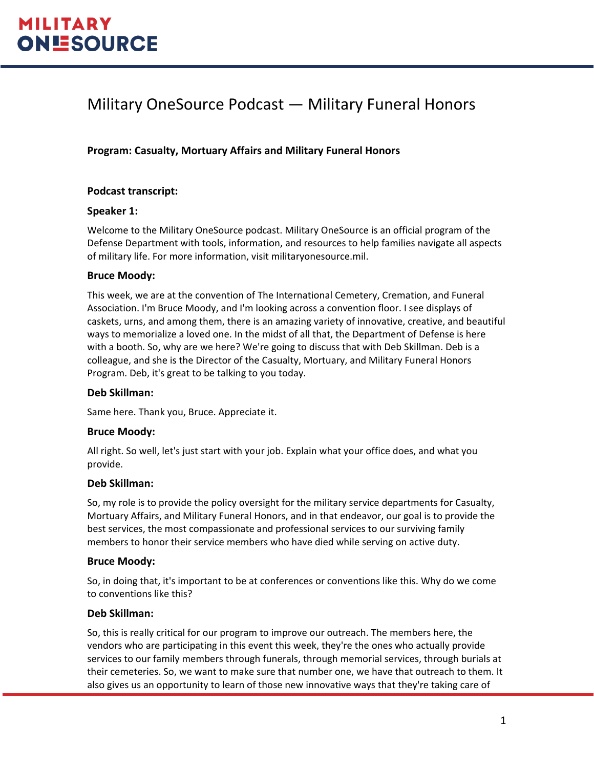# Military OneSource Podcast — Military Funeral Honors

**Program: Casualty, Mortuary Affairs and Military Funeral Honors**

**Podcast transcript:**

**Speaker 1:**

Welcome to the Military OneSource podcast. Military OneSource is an official program of the Defense Department with tools, information, and resources to help families navigate all aspects of military life. For more information, visit militaryonesource.mil.

**Bruce Moody:**

This week, we are at the convention of The International Cemetery, Cremation, and Funeral Association. I'm Bruce Moody, and I'm looking across a convention floor. I see displays of caskets, urns, and among them, there is an amazing variety of innovative, creative, and beautiful ways to memorialize a loved one. In the midst of all that, the Department of Defense is here with a booth. So, why are we here? We're going to discuss that with Deb Skillman. Deb is a colleague, and she is the Director of the Casualty, Mortuary, and Military Funeral Honors Program. Deb, it's great to be talking to you today.

**Deb Skillman:**

Same here. Thank you, Bruce. Appreciate it.

**Bruce Moody:**

All right. So well, let's just start with your job. Explain what your office does, and what you provide.

**Deb Skillman:**

So, my role is to provide the policy oversight for the military service departments for Casualty, Mortuary Affairs, and Military Funeral Honors, and in that endeavor, our goal is to provide the best services, the most compassionate and professional services to our surviving family members to honor their service members who have died while serving on active duty.

**Bruce Moody:**

So, in doing that, it's important to be at conferences or conventions like this. Why do we come to conventions like this?

**Deb Skillman:**

So, this is really critical for our program to improve our outreach. The members here, the vendors who are participating in this event this week, they're the ones who actually provide services to our family members through funerals, through memorial services, through burials at their cemeteries. So, we want to make sure that number one, we have that outreach to them. It also gives us an opportunity to learn of those new innovative ways that they're taking care of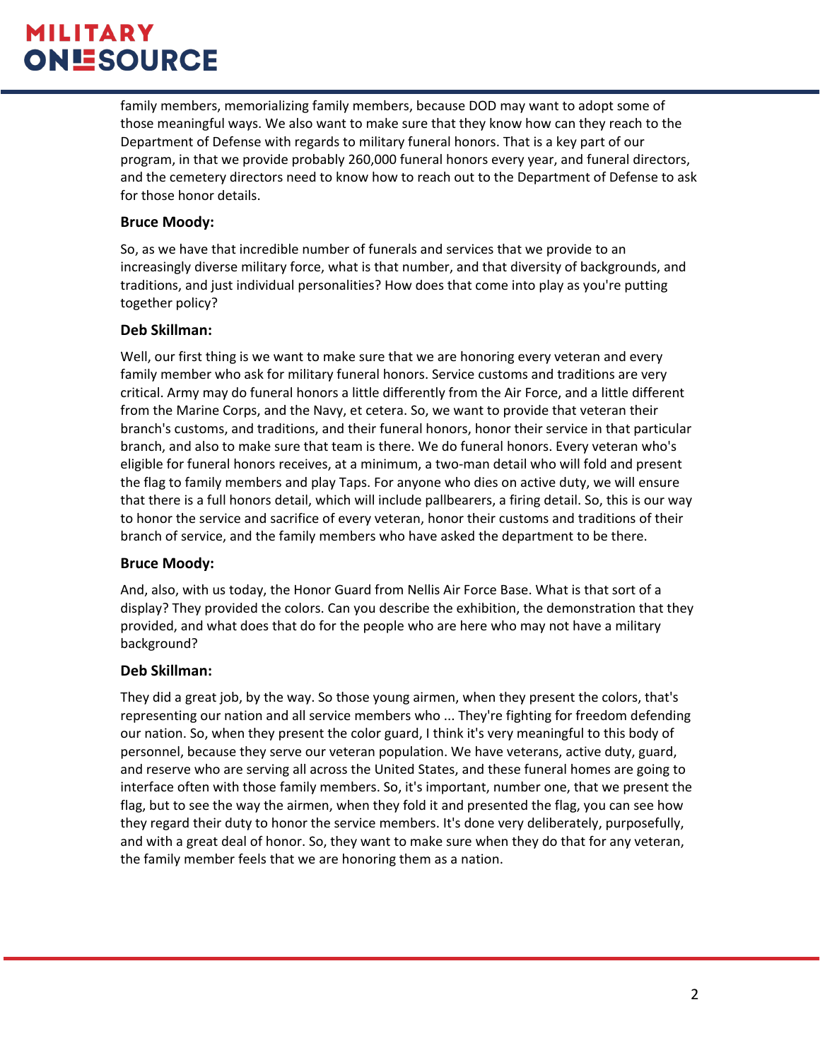family members, memorializing family members, because DOD may want to adopt some of those meaningful ways. We also want to make sure that they know how can they reach to the Department of Defense with regards to military funeral honors. That is a key part of our program, in that we provide probably 260,000 funeral honors every year, and funeral directors, and the cemetery directors need to know how to reach out to the Department of Defense to ask for those honor details.

**Bruce Moody:**

So, as we have that incredible number of funerals and services that we provide to an increasingly diverse military force, what is that number, and that diversity of backgrounds, and traditions, and just individual personalities? How does that come into play as you're putting together policy?

**Deb Skillman:**

Well, our first thing is we want to make sure that we are honoring every veteran and every family member who ask for military funeral honors. Service customs and traditions are very critical. Army may do funeral honors a little differently from the Air Force, and a little different from the Marine Corps, and the Navy, et cetera. So, we want to provide that veteran their branch's customs, and traditions, and their funeral honors, honor their service in that particular branch, and also to make sure that team is there. We do funeral honors. Every veteran who's eligible for funeral honors receives, at a minimum, a two-man detail who will fold and present the flag to family members and play Taps. For anyone who dies on active duty, we will ensure that there is a full honors detail, which will include pallbearers, a firing detail. So, this is our way to honor the service and sacrifice of every veteran, honor their customs and traditions of their branch of service, and the family members who have asked the department to be there.

**Bruce Moody:**

And, also, with us today, the Honor Guard from Nellis Air Force Base. What is that sort of a display? They provided the colors. Can you describe the exhibition, the demonstration that they provided, and what does that do for the people who are here who may not have a military background?

**Deb Skillman:**

They did a great job, by the way. So those young airmen, when they present the colors, that's representing our nation and all service members who ... They're fighting for freedom defending our nation. So, when they present the color guard, I think it's very meaningful to this body of personnel, because they serve our veteran population. We have veterans, active duty, guard, and reserve who are serving all across the United States, and these funeral homes are going to interface often with those family members. So, it's important, number one, that we present the flag, but to see the way the airmen, when they fold it and presented the flag, you can see how they regard their duty to honor the service members. It's done very deliberately, purposefully, and with a great deal of honor. So, they want to make sure when they do that for any veteran, the family member feels that we are honoring them as a nation.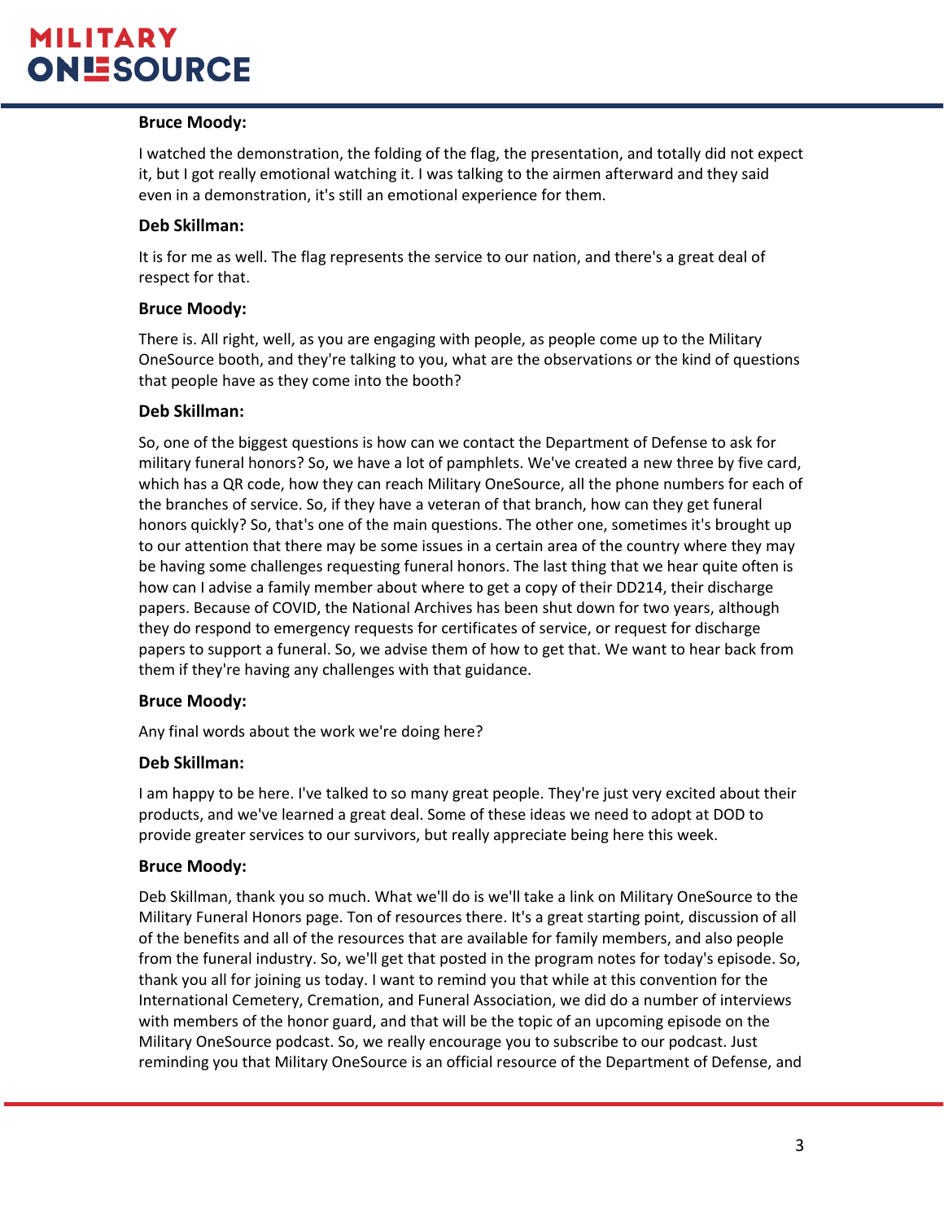**Bruce Moody:**

I watched the demonstration, the folding of the flag, the presentation, and totally did not expect it, but I got really emotional watching it. I was talking to the airmen afterward and they said even in a demonstration, it's still an emotional experience for them.

**Deb Skillman:**

It is for me as well. The flag represents the service to our nation, and there's a great deal of respect for that.

**Bruce Moody:**

There is. All right, well, as you are engaging with people, as people come up to the Military OneSource booth, and they're talking to you, what are the observations or the kind of questions that people have as they come into the booth?

**Deb Skillman:**

So, one of the biggest questions is how can we contact the Department of Defense to ask for military funeral honors? So, we have a lot of pamphlets. We've created a new three by five card, which has a QR code, how they can reach Military OneSource, all the phone numbers for each of the branches of service. So, if they have a veteran of that branch, how can they get funeral honors quickly? So, that's one of the main questions. The other one, sometimes it's brought up to our attention that there may be some issues in a certain area of the country where they may be having some challenges requesting funeral honors. The last thing that we hear quite often is how can I advise a family member about where to get a copy of their DD214, their discharge papers. Because of COVID, the National Archives has been shut down for two years, although they do respond to emergency requests for certificates of service, or request for discharge papers to support a funeral. So, we advise them of how to get that. We want to hear back from them if they're having any challenges with that guidance.

**Bruce Moody:**

Any final words about the work we're doing here?

**Deb Skillman:**

I am happy to be here. I've talked to so many great people. They're just very excited about their products, and we've learned a great deal. Some of these ideas we need to adopt at DOD to provide greater services to our survivors, but really appreciate being here this week.

**Bruce Moody:**

Deb Skillman, thank you so much. What we'll do is we'll take a link on Military OneSource to the Military Funeral Honors page. Ton of resources there. It's a great starting point, discussion of all of the benefits and all of the resources that are available for family members, and also people from the funeral industry. So, we'll get that posted in the program notes for today's episode. So, thank you all for joining us today. I want to remind you that while at this convention for the International Cemetery, Cremation, and Funeral Association, we did do a number of interviews with members of the honor guard, and that will be the topic of an upcoming episode on the Military OneSource podcast. So, we really encourage you to subscribe to our podcast. Just reminding you that Military OneSource is an official resource of the Department of Defense, and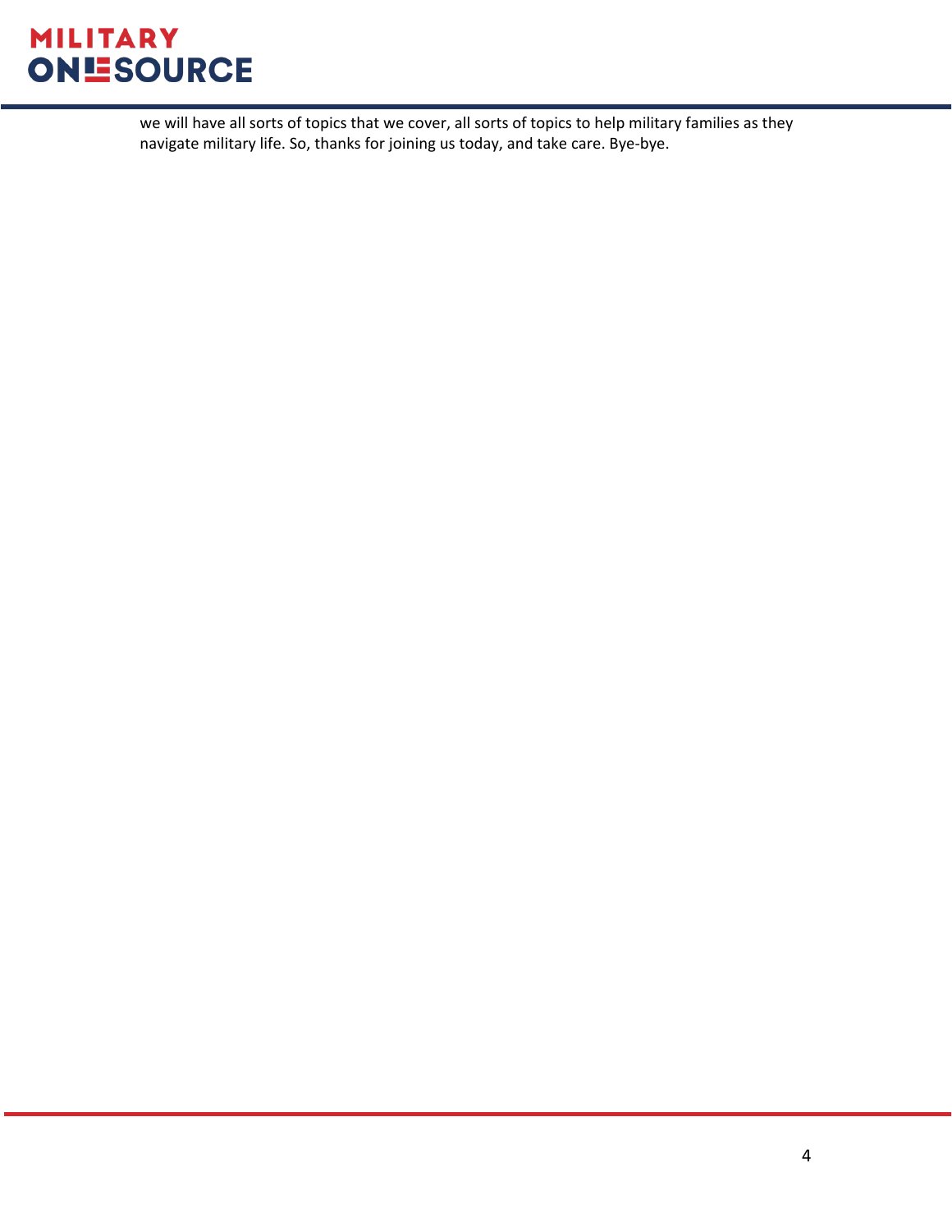we will have all sorts of topics that we cover, all sorts of topics to help military families as they navigate military life. So, thanks for joining us today, and take care. Bye-bye.